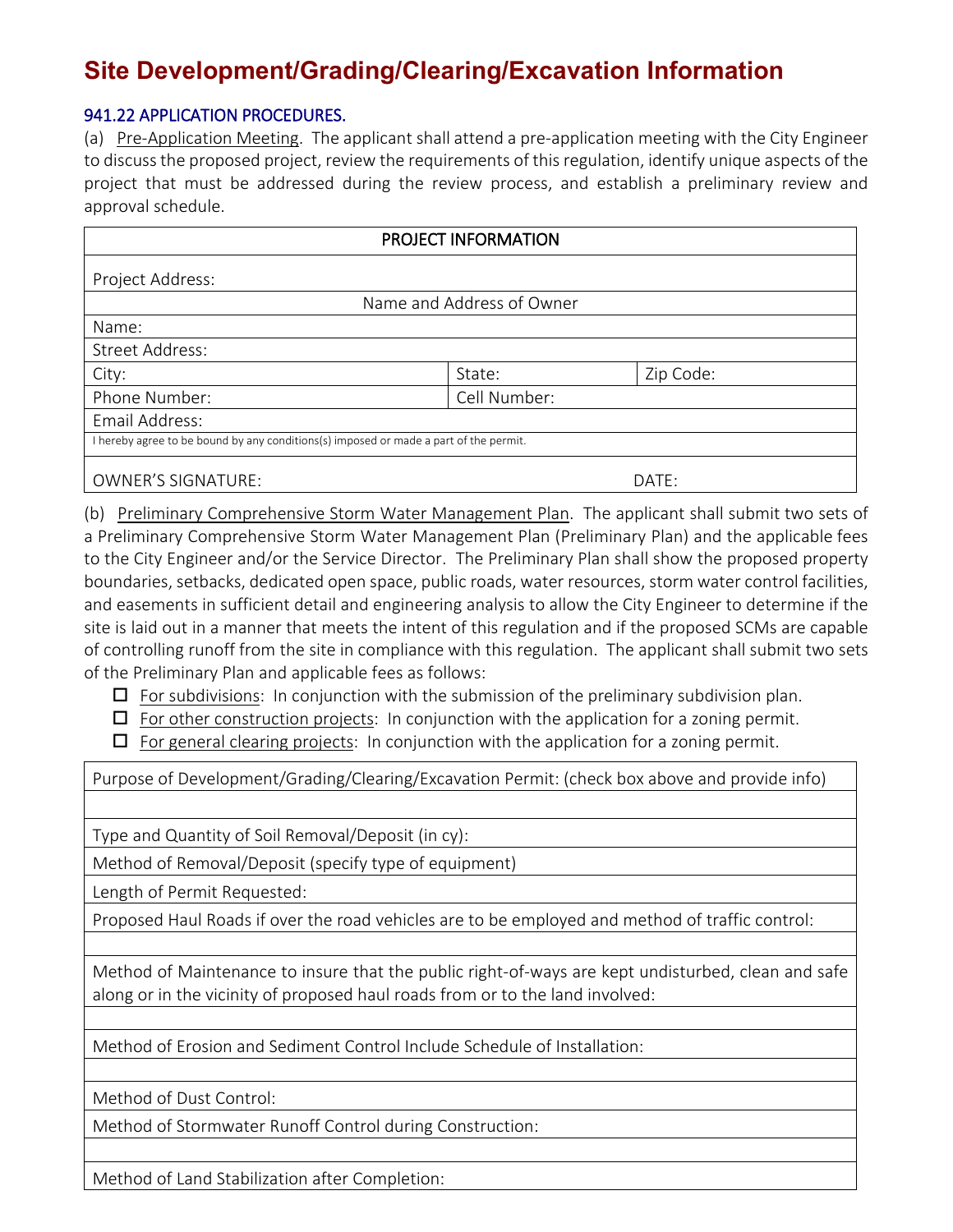# Site Development/Grading/Clearing/Excavation Information

## 941.22 APPLICATION PROCEDURES.

(a) Pre-Application Meeting. The applicant shall attend a pre-application meeting with the City Engineer to discuss the proposed project, review the requirements of this regulation, identify unique aspects of the project that must be addressed during the review process, and establish a preliminary review and approval schedule.

| PROJECT INFORMATION | | |
|---|---|---|
| Project Address: | | |
| Name and Address of Owner | | |
| Name: | | |
| Street Address: | | |
| City: | State: | Zip Code: |
| Phone Number: | Cell Number: | |
| Email Address: | | |
| I hereby agree to be bound by any conditions(s) imposed or made a part of the permit. | | |
| OWNER'S SIGNATURE: | | DATE: |

(b) Preliminary Comprehensive Storm Water Management Plan. The applicant shall submit two sets of a Preliminary Comprehensive Storm Water Management Plan (Preliminary Plan) and the applicable fees to the City Engineer and/or the Service Director. The Preliminary Plan shall show the proposed property boundaries, setbacks, dedicated open space, public roads, water resources, storm water control facilities, and easements in sufficient detail and engineering analysis to allow the City Engineer to determine if the site is laid out in a manner that meets the intent of this regulation and if the proposed SCMs are capable of controlling runoff from the site in compliance with this regulation. The applicant shall submit two sets of the Preliminary Plan and applicable fees as follows:

- ☐ For subdivisions: In conjunction with the submission of the preliminary subdivision plan.
- ☐ For other construction projects: In conjunction with the application for a zoning permit.
- ☐ For general clearing projects: In conjunction with the application for a zoning permit.

| Purpose of Development/Grading/Clearing/Excavation Permit: (check box above and provide info) |
|---|
| |
| Type and Quantity of Soil Removal/Deposit (in cy): |
| Method of Removal/Deposit (specify type of equipment) |
| Length of Permit Requested: |
| Proposed Haul Roads if over the road vehicles are to be employed and method of traffic control: |
| |
| Method of Maintenance to insure that the public right-of-ways are kept undisturbed, clean and safe along or in the vicinity of proposed haul roads from or to the land involved: |
| |
| Method of Erosion and Sediment Control Include Schedule of Installation: |
| |
| Method of Dust Control: |
| Method of Stormwater Runoff Control during Construction: |
| |
| Method of Land Stabilization after Completion: |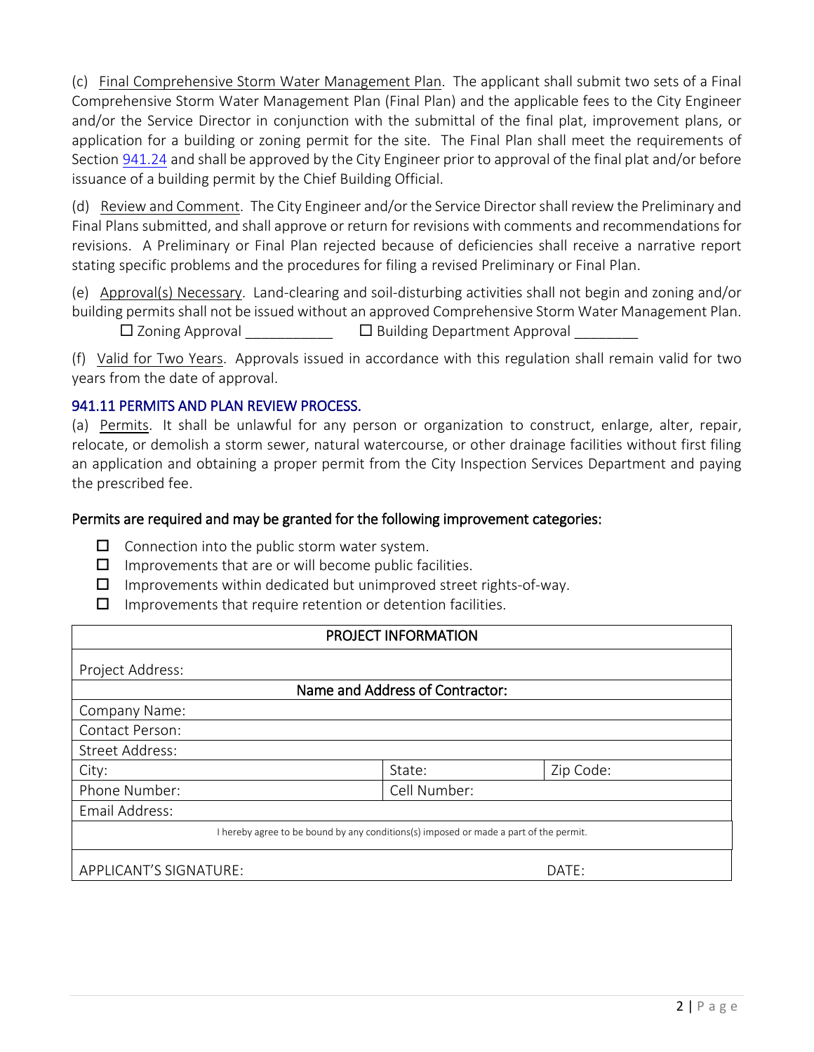(c) Final Comprehensive Storm Water Management Plan. The applicant shall submit two sets of a Final Comprehensive Storm Water Management Plan (Final Plan) and the applicable fees to the City Engineer and/or the Service Director in conjunction with the submittal of the final plat, improvement plans, or application for a building or zoning permit for the site. The Final Plan shall meet the requirements of Section 941.24 and shall be approved by the City Engineer prior to approval of the final plat and/or before issuance of a building permit by the Chief Building Official.

(d) Review and Comment. The City Engineer and/or the Service Director shall review the Preliminary and Final Plans submitted, and shall approve or return for revisions with comments and recommendations for revisions. A Preliminary or Final Plan rejected because of deficiencies shall receive a narrative report stating specific problems and the procedures for filing a revised Preliminary or Final Plan.

(e) Approval(s) Necessary. Land-clearing and soil-disturbing activities shall not begin and zoning and/or building permits shall not be issued without an approved Comprehensive Storm Water Management Plan.

☐ Zoning Approval ___________ ☐ Building Department Approval ________

(f) Valid for Two Years. Approvals issued in accordance with this regulation shall remain valid for two years from the date of approval.

### 941.11 PERMITS AND PLAN REVIEW PROCESS.

(a) Permits. It shall be unlawful for any person or organization to construct, enlarge, alter, repair, relocate, or demolish a storm sewer, natural watercourse, or other drainage facilities without first filing an application and obtaining a proper permit from the City Inspection Services Department and paying the prescribed fee.

**Permits are required and may be granted for the following improvement categories:**

- ☐ Connection into the public storm water system.
- ☐ Improvements that are or will become public facilities.
- ☐ Improvements within dedicated but unimproved street rights-of-way.
- ☐ Improvements that require retention or detention facilities.

| PROJECT INFORMATION | | |
|---|---|---|
| Project Address: | | |
| Name and Address of Contractor: | | |
| Company Name: | | |
| Contact Person: | | |
| Street Address: | | |
| City: | State: | Zip Code: |
| Phone Number: | Cell Number: | |
| Email Address: | | |
| I hereby agree to be bound by any conditions(s) imposed or made a part of the permit. | | |
| APPLICANT'S SIGNATURE: | | DATE: |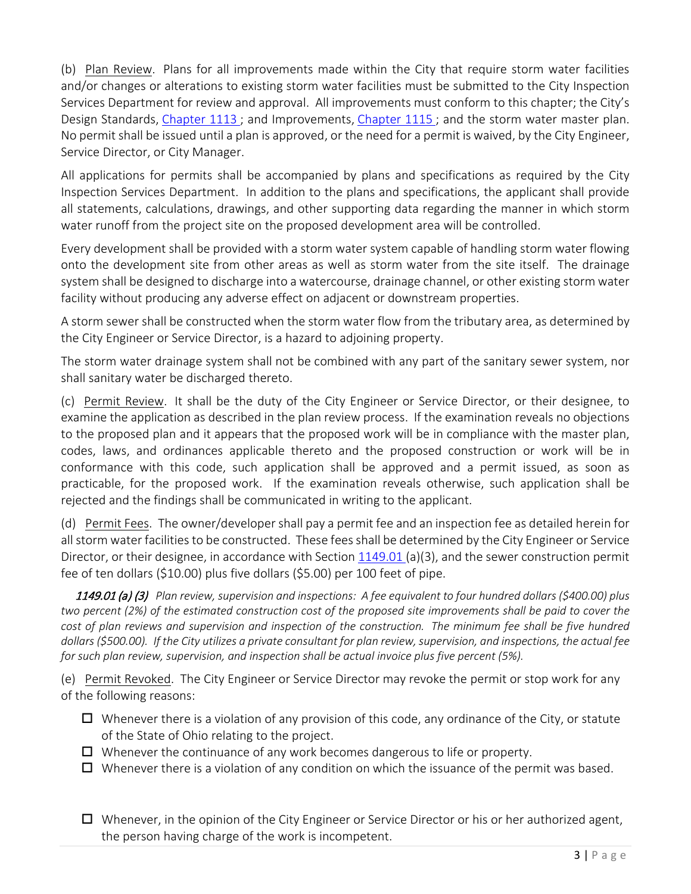(b) Plan Review. Plans for all improvements made within the City that require storm water facilities and/or changes or alterations to existing storm water facilities must be submitted to the City Inspection Services Department for review and approval. All improvements must conform to this chapter; the City's Design Standards, Chapter 1113 ; and Improvements, Chapter 1115 ; and the storm water master plan. No permit shall be issued until a plan is approved, or the need for a permit is waived, by the City Engineer, Service Director, or City Manager.

All applications for permits shall be accompanied by plans and specifications as required by the City Inspection Services Department. In addition to the plans and specifications, the applicant shall provide all statements, calculations, drawings, and other supporting data regarding the manner in which storm water runoff from the project site on the proposed development area will be controlled.

Every development shall be provided with a storm water system capable of handling storm water flowing onto the development site from other areas as well as storm water from the site itself. The drainage system shall be designed to discharge into a watercourse, drainage channel, or other existing storm water facility without producing any adverse effect on adjacent or downstream properties.

A storm sewer shall be constructed when the storm water flow from the tributary area, as determined by the City Engineer or Service Director, is a hazard to adjoining property.

The storm water drainage system shall not be combined with any part of the sanitary sewer system, nor shall sanitary water be discharged thereto.

(c) Permit Review. It shall be the duty of the City Engineer or Service Director, or their designee, to examine the application as described in the plan review process. If the examination reveals no objections to the proposed plan and it appears that the proposed work will be in compliance with the master plan, codes, laws, and ordinances applicable thereto and the proposed construction or work will be in conformance with this code, such application shall be approved and a permit issued, as soon as practicable, for the proposed work. If the examination reveals otherwise, such application shall be rejected and the findings shall be communicated in writing to the applicant.

(d) Permit Fees. The owner/developer shall pay a permit fee and an inspection fee as detailed herein for all storm water facilities to be constructed. These fees shall be determined by the City Engineer or Service Director, or their designee, in accordance with Section 1149.01 (a)(3), and the sewer construction permit fee of ten dollars ($10.00) plus five dollars ($5.00) per 100 feet of pipe.

***1149.01 (a) (3)*** *Plan review, supervision and inspections: A fee equivalent to four hundred dollars ($400.00) plus two percent (2%) of the estimated construction cost of the proposed site improvements shall be paid to cover the cost of plan reviews and supervision and inspection of the construction. The minimum fee shall be five hundred dollars ($500.00). If the City utilizes a private consultant for plan review, supervision, and inspections, the actual fee for such plan review, supervision, and inspection shall be actual invoice plus five percent (5%).*

(e) Permit Revoked. The City Engineer or Service Director may revoke the permit or stop work for any of the following reasons:

- ☐ Whenever there is a violation of any provision of this code, any ordinance of the City, or statute of the State of Ohio relating to the project.
- ☐ Whenever the continuance of any work becomes dangerous to life or property.
- ☐ Whenever there is a violation of any condition on which the issuance of the permit was based.
- ☐ Whenever, in the opinion of the City Engineer or Service Director or his or her authorized agent, the person having charge of the work is incompetent.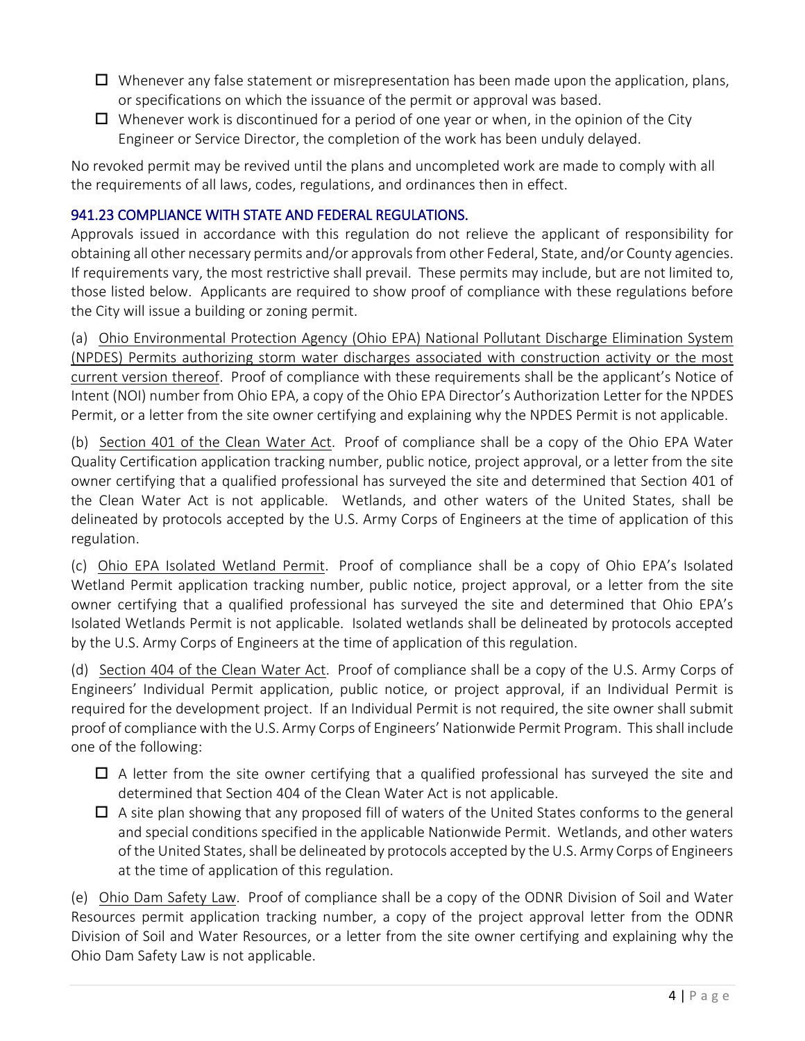- ☐ Whenever any false statement or misrepresentation has been made upon the application, plans, or specifications on which the issuance of the permit or approval was based.
- ☐ Whenever work is discontinued for a period of one year or when, in the opinion of the City Engineer or Service Director, the completion of the work has been unduly delayed.

No revoked permit may be revived until the plans and uncompleted work are made to comply with all the requirements of all laws, codes, regulations, and ordinances then in effect.

## 941.23 COMPLIANCE WITH STATE AND FEDERAL REGULATIONS.

Approvals issued in accordance with this regulation do not relieve the applicant of responsibility for obtaining all other necessary permits and/or approvals from other Federal, State, and/or County agencies. If requirements vary, the most restrictive shall prevail. These permits may include, but are not limited to, those listed below. Applicants are required to show proof of compliance with these regulations before the City will issue a building or zoning permit.

(a) <u>Ohio Environmental Protection Agency (Ohio EPA) National Pollutant Discharge Elimination System (NPDES) Permits authorizing storm water discharges associated with construction activity or the most current version thereof</u>. Proof of compliance with these requirements shall be the applicant's Notice of Intent (NOI) number from Ohio EPA, a copy of the Ohio EPA Director's Authorization Letter for the NPDES Permit, or a letter from the site owner certifying and explaining why the NPDES Permit is not applicable.

(b) <u>Section 401 of the Clean Water Act</u>. Proof of compliance shall be a copy of the Ohio EPA Water Quality Certification application tracking number, public notice, project approval, or a letter from the site owner certifying that a qualified professional has surveyed the site and determined that Section 401 of the Clean Water Act is not applicable. Wetlands, and other waters of the United States, shall be delineated by protocols accepted by the U.S. Army Corps of Engineers at the time of application of this regulation.

(c) <u>Ohio EPA Isolated Wetland Permit</u>. Proof of compliance shall be a copy of Ohio EPA's Isolated Wetland Permit application tracking number, public notice, project approval, or a letter from the site owner certifying that a qualified professional has surveyed the site and determined that Ohio EPA's Isolated Wetlands Permit is not applicable. Isolated wetlands shall be delineated by protocols accepted by the U.S. Army Corps of Engineers at the time of application of this regulation.

(d) <u>Section 404 of the Clean Water Act</u>. Proof of compliance shall be a copy of the U.S. Army Corps of Engineers' Individual Permit application, public notice, or project approval, if an Individual Permit is required for the development project. If an Individual Permit is not required, the site owner shall submit proof of compliance with the U.S. Army Corps of Engineers' Nationwide Permit Program. This shall include one of the following:

- ☐ A letter from the site owner certifying that a qualified professional has surveyed the site and determined that Section 404 of the Clean Water Act is not applicable.
- ☐ A site plan showing that any proposed fill of waters of the United States conforms to the general and special conditions specified in the applicable Nationwide Permit. Wetlands, and other waters of the United States, shall be delineated by protocols accepted by the U.S. Army Corps of Engineers at the time of application of this regulation.

(e) <u>Ohio Dam Safety Law</u>. Proof of compliance shall be a copy of the ODNR Division of Soil and Water Resources permit application tracking number, a copy of the project approval letter from the ODNR Division of Soil and Water Resources, or a letter from the site owner certifying and explaining why the Ohio Dam Safety Law is not applicable.